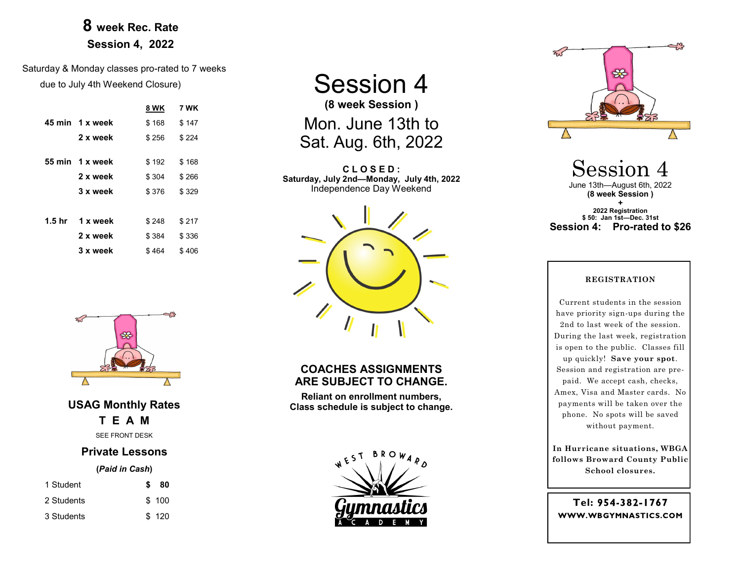## 8 week Rec. Rate
## Session 4, 2022

Saturday & Monday classes pro-rated to 7 weeks due to July 4th Weekend Closure)

| | | 8 WK | 7 WK |
|---|---|---|---|
| 45 min | 1 x week | $ 168 | $ 147 |
| | 2 x week | $ 256 | $ 224 |
| 55 min | 1 x week | $ 192 | $ 168 |
| | 2 x week | $ 304 | $ 266 |
| | 3 x week | $ 376 | $ 329 |
| 1.5 hr | 1 x week | $ 248 | $ 217 |
| | 2 x week | $ 384 | $ 336 |
| | 3 x week | $ 464 | $ 406 |

### USAG Monthly Rates
### T E A M

SEE FRONT DESK

### Private Lessons

***(Paid in Cash)***

| | |
|---|---|
| 1 Student | **$ 80** |
| 2 Students | $ 100 |
| 3 Students | $ 120 |

# Session 4

**(8 week Session )**

## Mon. June 13th to Sat. Aug. 6th, 2022

**C L O S E D :**
**Saturday, July 2nd—Monday, July 4th, 2022**
Independence Day Weekend

### COACHES ASSIGNMENTS ARE SUBJECT TO CHANGE.

**Reliant on enrollment numbers, Class schedule is subject to change.**

WEST BROWARD Gymnastics ACADEMY

# Session 4

June 13th—August 6th, 2022
**(8 week Session )**
**+**
**2022 Registration**
**$ 50: Jan 1st—Dec. 31st**
**Session 4: Pro-rated to $26**

**REGISTRATION**

Current students in the session have priority sign-ups during the 2nd to last week of the session. During the last week, registration is open to the public. Classes fill up quickly! **Save your spot**. Session and registration are pre-paid. We accept cash, checks, Amex, Visa and Master cards. No payments will be taken over the phone. No spots will be saved without payment.

**In Hurricane situations, WBGA follows Broward County Public School closures.**

**Tel: 954-382-1767**
**WWW.WBGYMNASTICS.COM**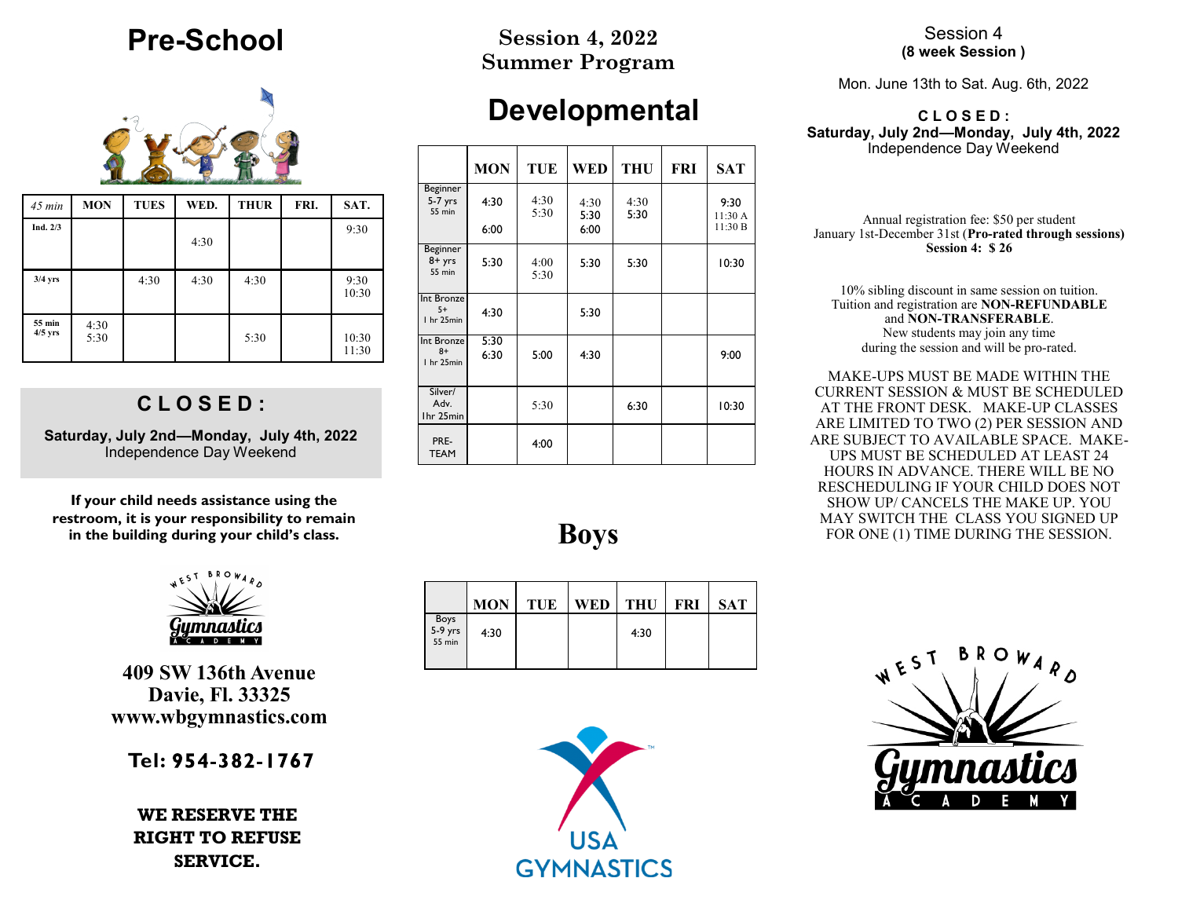# Pre-School

| 45 min | MON | TUES | WED. | THUR | FRI. | SAT. |
|---|---|---|---|---|---|---|
| Ind. 2/3 | | | 4:30 | | | 9:30 |
| 3/4 yrs | | 4:30 | 4:30 | 4:30 | | 9:30<br>10:30 |
| 55 min<br>4/5 yrs | 4:30<br>5:30 | | | 5:30 | | 10:30<br>11:30 |

## C L O S E D :

**Saturday, July 2nd—Monday, July 4th, 2022**
Independence Day Weekend

**If your child needs assistance using the restroom, it is your responsibility to remain in the building during your child's class.**

**409 SW 136th Avenue**
**Davie, Fl. 33325**
**www.wbgymnastics.com**

**Tel: 954-382-1767**

**WE RESERVE THE RIGHT TO REFUSE SERVICE.**

## Session 4, 2022
## Summer Program

# Developmental

| | MON | TUE | WED | THU | FRI | SAT |
|---|---|---|---|---|---|---|
| Beginner 5-7 yrs 55 min | 4:30<br>6:00 | 4:30<br>5:30 | 4:30<br>5:30<br>6:00 | 4:30<br>5:30 | | 9:30<br>11:30 A<br>11:30 B |
| Beginner 8+ yrs 55 min | 5:30 | 4:00<br>5:30 | 5:30 | 5:30 | | 10:30 |
| Int Bronze 5+ 1 hr 25min | 4:30 | | 5:30 | | | |
| Int Bronze 8+ 1 hr 25min | 5:30<br>6:30 | 5:00 | 4:30 | | | 9:00 |
| Silver/ Adv. 1hr 25min | | 5:30 | | 6:30 | | 10:30 |
| PRE-TEAM | | 4:00 | | | | |

# Boys

| | MON | TUE | WED | THU | FRI | SAT |
|---|---|---|---|---|---|---|
| Boys 5-9 yrs 55 min | 4:30 | | | 4:30 | | |

Session 4
**(8 week Session )**

Mon. June 13th to Sat. Aug. 6th, 2022

**C L O S E D :**
**Saturday, July 2nd—Monday, July 4th, 2022**
Independence Day Weekend

Annual registration fee: $50 per student
January 1st-December 31st (**Pro-rated through sessions)**
**Session 4: $ 26**

10% sibling discount in same session on tuition.
Tuition and registration are **NON-REFUNDABLE** and **NON-TRANSFERABLE**.
New students may join any time during the session and will be pro-rated.

MAKE-UPS MUST BE MADE WITHIN THE CURRENT SESSION & MUST BE SCHEDULED AT THE FRONT DESK. MAKE-UP CLASSES ARE LIMITED TO TWO (2) PER SESSION AND ARE SUBJECT TO AVAILABLE SPACE. MAKE-UPS MUST BE SCHEDULED AT LEAST 24 HOURS IN ADVANCE. THERE WILL BE NO RESCHEDULING IF YOUR CHILD DOES NOT SHOW UP/ CANCELS THE MAKE UP. YOU MAY SWITCH THE CLASS YOU SIGNED UP FOR ONE (1) TIME DURING THE SESSION.